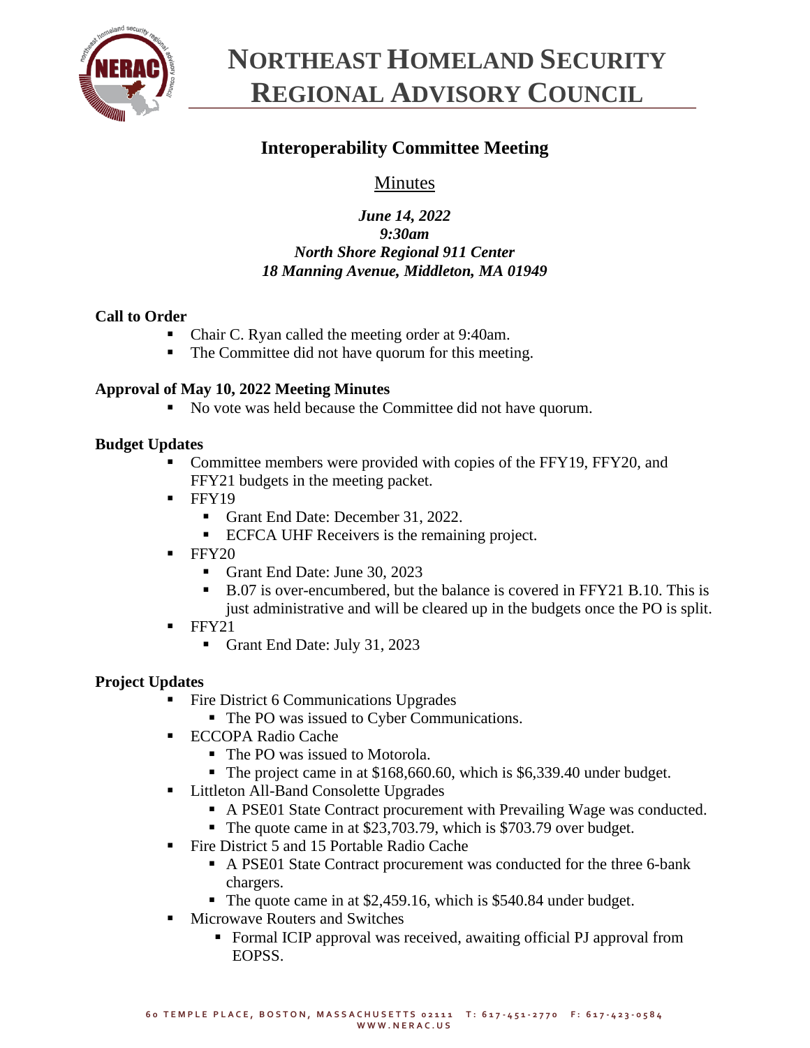# Northeast Homeland Security Regional Advisory Council

## Interoperability Committee Meeting

Minutes

*June 14, 2022*
*9:30am*
*North Shore Regional 911 Center*
*18 Manning Avenue, Middleton, MA 01949*

### Call to Order

- Chair C. Ryan called the meeting order at 9:40am.
- The Committee did not have quorum for this meeting.

### Approval of May 10, 2022 Meeting Minutes

- No vote was held because the Committee did not have quorum.

### Budget Updates

- Committee members were provided with copies of the FFY19, FFY20, and FFY21 budgets in the meeting packet.
- FFY19
  - Grant End Date: December 31, 2022.
  - ECFCA UHF Receivers is the remaining project.
- FFY20
  - Grant End Date: June 30, 2023
  - B.07 is over-encumbered, but the balance is covered in FFY21 B.10. This is just administrative and will be cleared up in the budgets once the PO is split.
- FFY21
  - Grant End Date: July 31, 2023

### Project Updates

- Fire District 6 Communications Upgrades
  - The PO was issued to Cyber Communications.
- ECCOPA Radio Cache
  - The PO was issued to Motorola.
  - The project came in at $168,660.60, which is $6,339.40 under budget.
- Littleton All-Band Consolette Upgrades
  - A PSE01 State Contract procurement with Prevailing Wage was conducted.
  - The quote came in at $23,703.79, which is $703.79 over budget.
- Fire District 5 and 15 Portable Radio Cache
  - A PSE01 State Contract procurement was conducted for the three 6-bank chargers.
  - The quote came in at $2,459.16, which is $540.84 under budget.
- Microwave Routers and Switches
  - Formal ICIP approval was received, awaiting official PJ approval from EOPSS.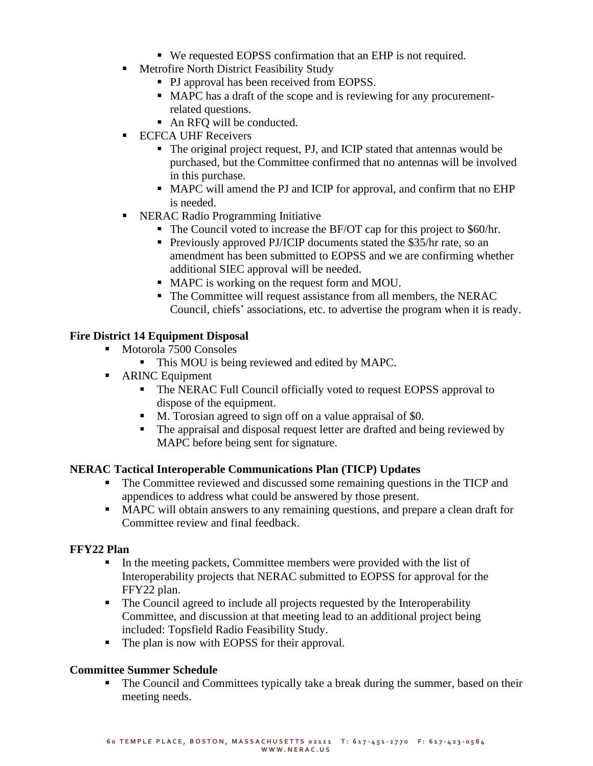- We requested EOPSS confirmation that an EHP is not required.
  - Metrofire North District Feasibility Study
    - PJ approval has been received from EOPSS.
    - MAPC has a draft of the scope and is reviewing for any procurement-related questions.
    - An RFQ will be conducted.
  - ECFCA UHF Receivers
    - The original project request, PJ, and ICIP stated that antennas would be purchased, but the Committee confirmed that no antennas will be involved in this purchase.
    - MAPC will amend the PJ and ICIP for approval, and confirm that no EHP is needed.
  - NERAC Radio Programming Initiative
    - The Council voted to increase the BF/OT cap for this project to $60/hr.
    - Previously approved PJ/ICIP documents stated the $35/hr rate, so an amendment has been submitted to EOPSS and we are confirming whether additional SIEC approval will be needed.
    - MAPC is working on the request form and MOU.
    - The Committee will request assistance from all members, the NERAC Council, chiefs' associations, etc. to advertise the program when it is ready.

**Fire District 14 Equipment Disposal**

- Motorola 7500 Consoles
  - This MOU is being reviewed and edited by MAPC.
- ARINC Equipment
  - The NERAC Full Council officially voted to request EOPSS approval to dispose of the equipment.
  - M. Torosian agreed to sign off on a value appraisal of $0.
  - The appraisal and disposal request letter are drafted and being reviewed by MAPC before being sent for signature.

**NERAC Tactical Interoperable Communications Plan (TICP) Updates**

- The Committee reviewed and discussed some remaining questions in the TICP and appendices to address what could be answered by those present.
- MAPC will obtain answers to any remaining questions, and prepare a clean draft for Committee review and final feedback.

**FFY22 Plan**

- In the meeting packets, Committee members were provided with the list of Interoperability projects that NERAC submitted to EOPSS for approval for the FFY22 plan.
- The Council agreed to include all projects requested by the Interoperability Committee, and discussion at that meeting lead to an additional project being included: Topsfield Radio Feasibility Study.
- The plan is now with EOPSS for their approval.

**Committee Summer Schedule**

- The Council and Committees typically take a break during the summer, based on their meeting needs.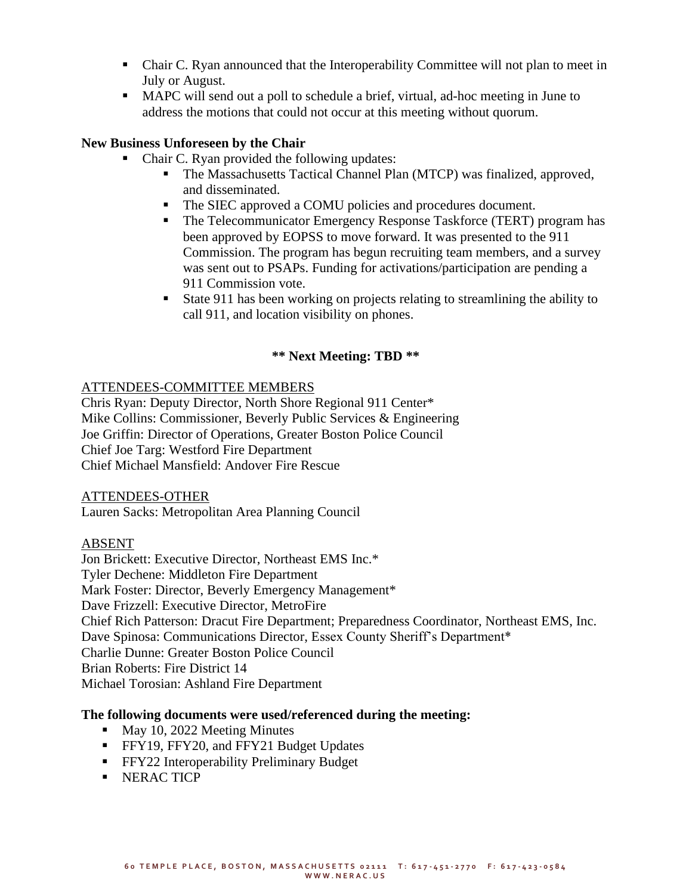- Chair C. Ryan announced that the Interoperability Committee will not plan to meet in July or August.
- MAPC will send out a poll to schedule a brief, virtual, ad-hoc meeting in June to address the motions that could not occur at this meeting without quorum.

**New Business Unforeseen by the Chair**

- Chair C. Ryan provided the following updates:
  - The Massachusetts Tactical Channel Plan (MTCP) was finalized, approved, and disseminated.
  - The SIEC approved a COMU policies and procedures document.
  - The Telecommunicator Emergency Response Taskforce (TERT) program has been approved by EOPSS to move forward. It was presented to the 911 Commission. The program has begun recruiting team members, and a survey was sent out to PSAPs. Funding for activations/participation are pending a 911 Commission vote.
  - State 911 has been working on projects relating to streamlining the ability to call 911, and location visibility on phones.

**** Next Meeting: TBD ****

ATTENDEES-COMMITTEE MEMBERS

Chris Ryan: Deputy Director, North Shore Regional 911 Center*
Mike Collins: Commissioner, Beverly Public Services & Engineering
Joe Griffin: Director of Operations, Greater Boston Police Council
Chief Joe Targ: Westford Fire Department
Chief Michael Mansfield: Andover Fire Rescue

ATTENDEES-OTHER

Lauren Sacks: Metropolitan Area Planning Council

ABSENT

Jon Brickett: Executive Director, Northeast EMS Inc.*
Tyler Dechene: Middleton Fire Department
Mark Foster: Director, Beverly Emergency Management*
Dave Frizzell: Executive Director, MetroFire
Chief Rich Patterson: Dracut Fire Department; Preparedness Coordinator, Northeast EMS, Inc.
Dave Spinosa: Communications Director, Essex County Sheriff's Department*
Charlie Dunne: Greater Boston Police Council
Brian Roberts: Fire District 14
Michael Torosian: Ashland Fire Department

**The following documents were used/referenced during the meeting:**

- May 10, 2022 Meeting Minutes
- FFY19, FFY20, and FFY21 Budget Updates
- FFY22 Interoperability Preliminary Budget
- NERAC TICP